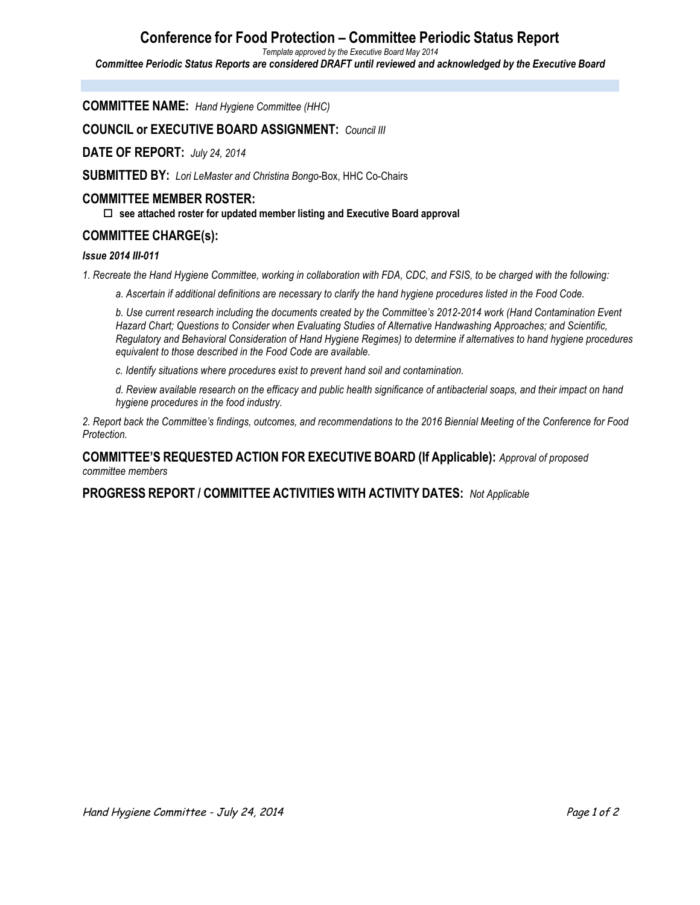# Conference for Food Protection – Committee Periodic Status Report

*Template approved by the Executive Board May 2014*

***Committee Periodic Status Reports are considered DRAFT until reviewed and acknowledged by the Executive Board***

**COMMITTEE NAME:** *Hand Hygiene Committee (HHC)*

**COUNCIL or EXECUTIVE BOARD ASSIGNMENT:** *Council III*

**DATE OF REPORT:** *July 24, 2014*

**SUBMITTED BY:** *Lori LeMaster and Christina Bongo*-Box, HHC Co-Chairs

## COMMITTEE MEMBER ROSTER:

- ☐ **see attached roster for updated member listing and Executive Board approval**

## COMMITTEE CHARGE(s):

***Issue 2014 III-011***

*1. Recreate the Hand Hygiene Committee, working in collaboration with FDA, CDC, and FSIS, to be charged with the following:*

*a. Ascertain if additional definitions are necessary to clarify the hand hygiene procedures listed in the Food Code.*

*b. Use current research including the documents created by the Committee's 2012-2014 work (Hand Contamination Event Hazard Chart; Questions to Consider when Evaluating Studies of Alternative Handwashing Approaches; and Scientific, Regulatory and Behavioral Consideration of Hand Hygiene Regimes) to determine if alternatives to hand hygiene procedures equivalent to those described in the Food Code are available.*

*c. Identify situations where procedures exist to prevent hand soil and contamination.*

*d. Review available research on the efficacy and public health significance of antibacterial soaps, and their impact on hand hygiene procedures in the food industry.*

*2. Report back the Committee's findings, outcomes, and recommendations to the 2016 Biennial Meeting of the Conference for Food Protection.*

**COMMITTEE'S REQUESTED ACTION FOR EXECUTIVE BOARD (If Applicable):** *Approval of proposed committee members*

**PROGRESS REPORT / COMMITTEE ACTIVITIES WITH ACTIVITY DATES:** *Not Applicable*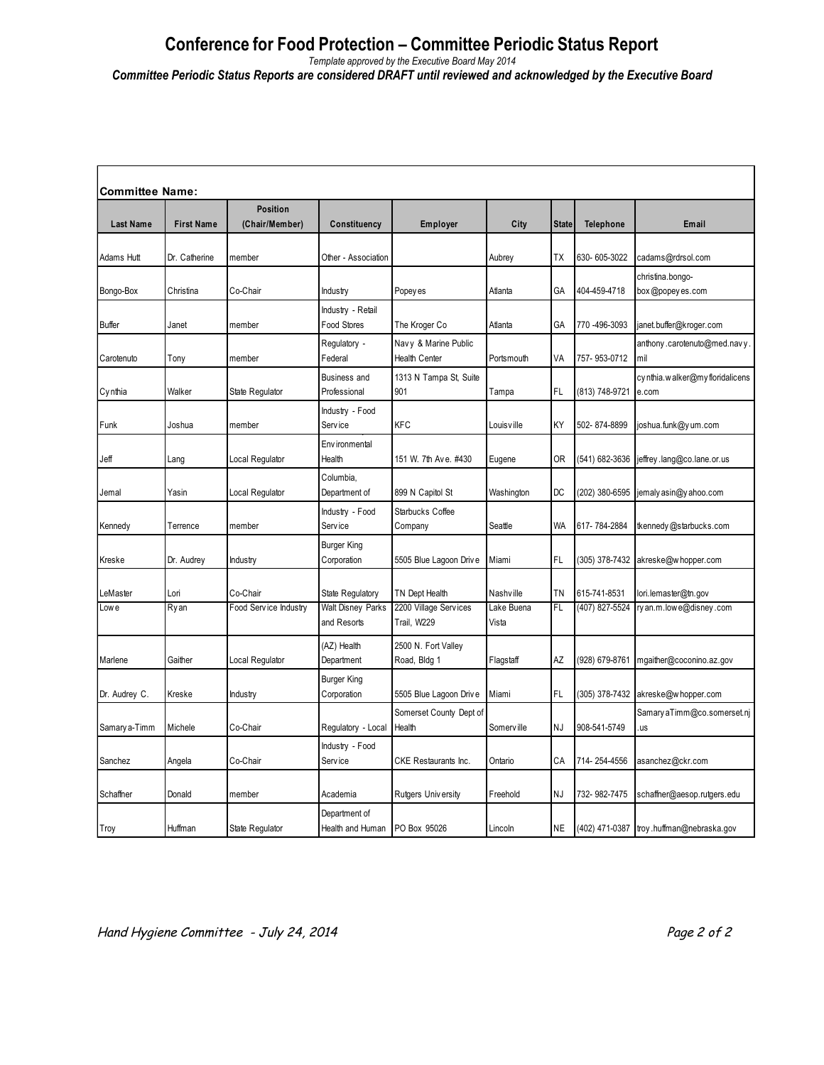# Conference for Food Protection – Committee Periodic Status Report

*Template approved by the Executive Board May 2014*

***Committee Periodic Status Reports are considered DRAFT until reviewed and acknowledged by the Executive Board***

**Committee Name:**

| Last Name | First Name | Position (Chair/Member) | Constituency | Employer | City | State | Telephone | Email |
|---|---|---|---|---|---|---|---|---|
| Adams Hutt | Dr. Catherine | member | Other - Association | | Aubrey | TX | 630- 605-3022 | cadams@rdrsol.com |
| Bongo-Box | Christina | Co-Chair | Industry | Popeyes | Atlanta | GA | 404-459-4718 | christina.bongo-box@popeyes.com |
| Buffer | Janet | member | Industry - Retail Food Stores | The Kroger Co | Atlanta | GA | 770 -496-3093 | janet.buffer@kroger.com |
| Carotenuto | Tony | member | Regulatory - Federal | Navy & Marine Public Health Center | Portsmouth | VA | 757- 953-0712 | anthony.carotenuto@med.navy.mil |
| Cynthia | Walker | State Regulator | Business and Professional | 1313 N Tampa St, Suite 901 | Tampa | FL | (813) 748-9721 | cynthia.walker@myfloridalicense.com |
| Funk | Joshua | member | Industry - Food Service | KFC | Louisville | KY | 502- 874-8899 | joshua.funk@yum.com |
| Jeff | Lang | Local Regulator | Environmental Health | 151 W. 7th Ave. #430 | Eugene | OR | (541) 682-3636 | jeffrey.lang@co.lane.or.us |
| Jemal | Yasin | Local Regulator | Columbia, Department of | 899 N Capitol St | Washington | DC | (202) 380-6595 | jemalyasin@yahoo.com |
| Kennedy | Terrence | member | Industry - Food Service | Starbucks Coffee Company | Seattle | WA | 617- 784-2884 | tkennedy@starbucks.com |
| Kreske | Dr. Audrey | Industry | Burger King Corporation | 5505 Blue Lagoon Drive | Miami | FL | (305) 378-7432 | akreske@whopper.com |
| LeMaster | Lori | Co-Chair | State Regulatory | TN Dept Health | Nashville | TN | 615-741-8531 | lori.lemaster@tn.gov |
| Lowe | Ryan | Food Service Industry | Walt Disney Parks and Resorts | 2200 Village Services Trail, W229 | Lake Buena Vista | FL | (407) 827-5524 | ryan.m.lowe@disney.com |
| Marlene | Gaither | Local Regulator | (AZ) Health Department | 2500 N. Fort Valley Road, Bldg 1 | Flagstaff | AZ | (928) 679-8761 | mgaither@coconino.az.gov |
| Dr. Audrey C. | Kreske | Industry | Burger King Corporation | 5505 Blue Lagoon Drive | Miami | FL | (305) 378-7432 | akreske@whopper.com |
| Samarya-Timm | Michele | Co-Chair | Regulatory - Local | Somerset County Dept of Health | Somerville | NJ | 908-541-5749 | SamaryaTimm@co.somerset.nj.us |
| Sanchez | Angela | Co-Chair | Industry - Food Service | CKE Restaurants Inc. | Ontario | CA | 714- 254-4556 | asanchez@ckr.com |
| Schaffner | Donald | member | Academia | Rutgers University | Freehold | NJ | 732- 982-7475 | schaffner@aesop.rutgers.edu |
| Troy | Huffman | State Regulator | Department of Health and Human | PO Box 95026 | Lincoln | NE | (402) 471-0387 | troy.huffman@nebraska.gov |

*Hand Hygiene Committee - July 24, 2014*